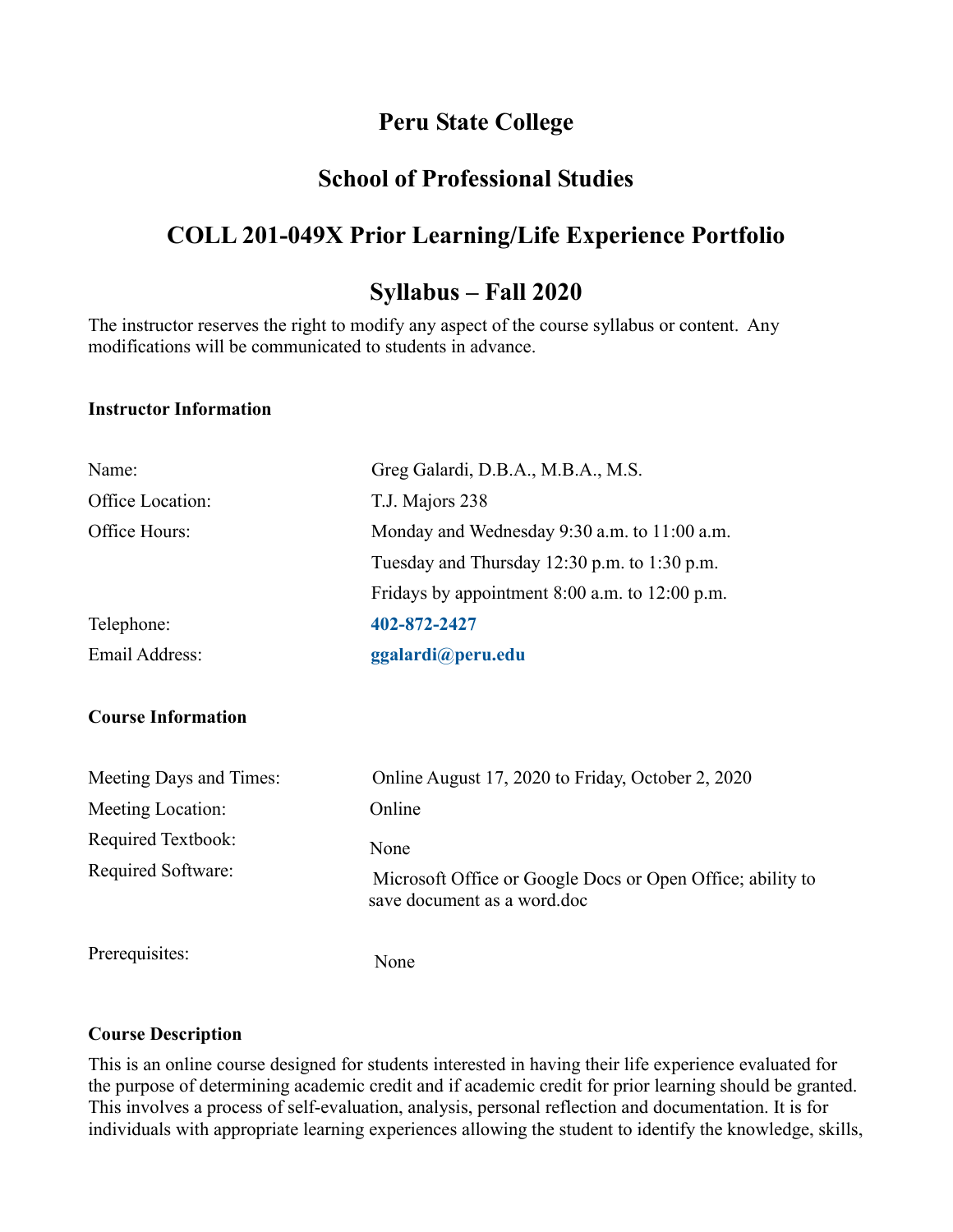# Peru State College

## School of Professional Studies

## COLL 201-049X Prior Learning/Life Experience Portfolio

## Syllabus – Fall 2020

The instructor reserves the right to modify any aspect of the course syllabus or content. Any modifications will be communicated to students in advance.

**Instructor Information**

| | |
|---|---|
| Name: | Greg Galardi, D.B.A., M.B.A., M.S. |
| Office Location: | T.J. Majors 238 |
| Office Hours: | Monday and Wednesday 9:30 a.m. to 11:00 a.m. |
| | Tuesday and Thursday 12:30 p.m. to 1:30 p.m. |
| | Fridays by appointment 8:00 a.m. to 12:00 p.m. |
| Telephone: | **402-872-2427** |
| Email Address: | **ggalardi@peru.edu** |

**Course Information**

| | |
|---|---|
| Meeting Days and Times: | Online August 17, 2020 to Friday, October 2, 2020 |
| Meeting Location: | Online |
| Required Textbook: | None |
| Required Software: | Microsoft Office or Google Docs or Open Office; ability to save document as a word.doc |
| Prerequisites: | None |

**Course Description**

This is an online course designed for students interested in having their life experience evaluated for the purpose of determining academic credit and if academic credit for prior learning should be granted. This involves a process of self-evaluation, analysis, personal reflection and documentation. It is for individuals with appropriate learning experiences allowing the student to identify the knowledge, skills,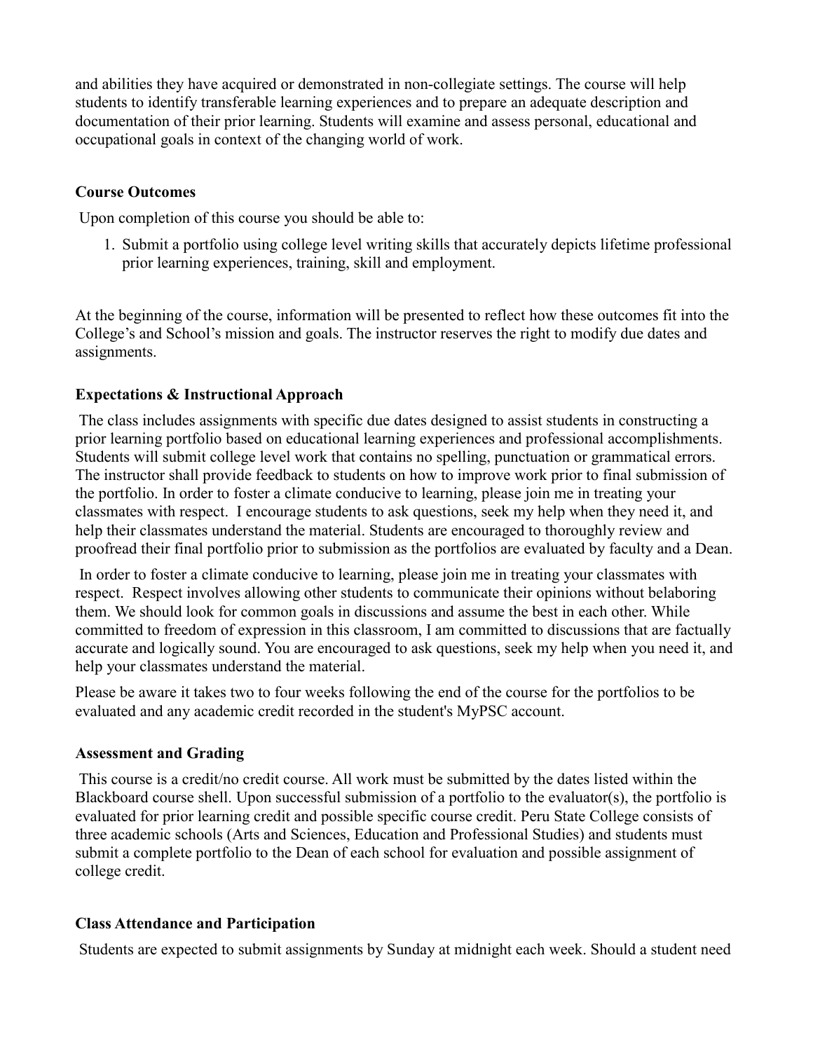and abilities they have acquired or demonstrated in non-collegiate settings. The course will help students to identify transferable learning experiences and to prepare an adequate description and documentation of their prior learning. Students will examine and assess personal, educational and occupational goals in context of the changing world of work.

**Course Outcomes**

Upon completion of this course you should be able to:

1. Submit a portfolio using college level writing skills that accurately depicts lifetime professional prior learning experiences, training, skill and employment.

At the beginning of the course, information will be presented to reflect how these outcomes fit into the College's and School's mission and goals. The instructor reserves the right to modify due dates and assignments.

**Expectations & Instructional Approach**

The class includes assignments with specific due dates designed to assist students in constructing a prior learning portfolio based on educational learning experiences and professional accomplishments. Students will submit college level work that contains no spelling, punctuation or grammatical errors. The instructor shall provide feedback to students on how to improve work prior to final submission of the portfolio. In order to foster a climate conducive to learning, please join me in treating your classmates with respect. I encourage students to ask questions, seek my help when they need it, and help their classmates understand the material. Students are encouraged to thoroughly review and proofread their final portfolio prior to submission as the portfolios are evaluated by faculty and a Dean.

In order to foster a climate conducive to learning, please join me in treating your classmates with respect. Respect involves allowing other students to communicate their opinions without belaboring them. We should look for common goals in discussions and assume the best in each other. While committed to freedom of expression in this classroom, I am committed to discussions that are factually accurate and logically sound. You are encouraged to ask questions, seek my help when you need it, and help your classmates understand the material.

Please be aware it takes two to four weeks following the end of the course for the portfolios to be evaluated and any academic credit recorded in the student's MyPSC account.

**Assessment and Grading**

This course is a credit/no credit course. All work must be submitted by the dates listed within the Blackboard course shell. Upon successful submission of a portfolio to the evaluator(s), the portfolio is evaluated for prior learning credit and possible specific course credit. Peru State College consists of three academic schools (Arts and Sciences, Education and Professional Studies) and students must submit a complete portfolio to the Dean of each school for evaluation and possible assignment of college credit.

**Class Attendance and Participation**

Students are expected to submit assignments by Sunday at midnight each week. Should a student need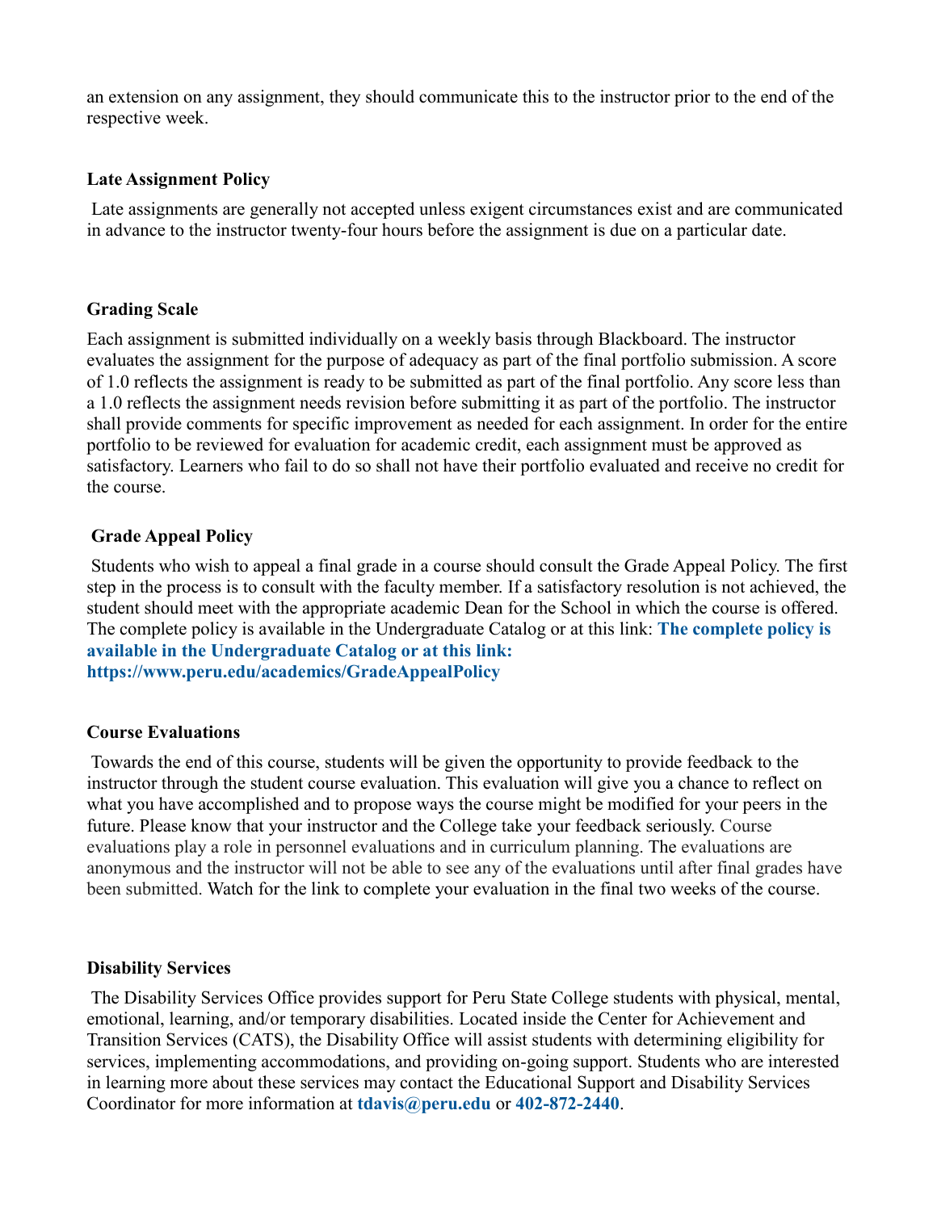an extension on any assignment, they should communicate this to the instructor prior to the end of the respective week.

### Late Assignment Policy

Late assignments are generally not accepted unless exigent circumstances exist and are communicated in advance to the instructor twenty-four hours before the assignment is due on a particular date.

### Grading Scale

Each assignment is submitted individually on a weekly basis through Blackboard. The instructor evaluates the assignment for the purpose of adequacy as part of the final portfolio submission. A score of 1.0 reflects the assignment is ready to be submitted as part of the final portfolio. Any score less than a 1.0 reflects the assignment needs revision before submitting it as part of the portfolio. The instructor shall provide comments for specific improvement as needed for each assignment. In order for the entire portfolio to be reviewed for evaluation for academic credit, each assignment must be approved as satisfactory. Learners who fail to do so shall not have their portfolio evaluated and receive no credit for the course.

### Grade Appeal Policy

Students who wish to appeal a final grade in a course should consult the Grade Appeal Policy. The first step in the process is to consult with the faculty member. If a satisfactory resolution is not achieved, the student should meet with the appropriate academic Dean for the School in which the course is offered. The complete policy is available in the Undergraduate Catalog or at this link: **The complete policy is available in the Undergraduate Catalog or at this link: https://www.peru.edu/academics/GradeAppealPolicy**

### Course Evaluations

Towards the end of this course, students will be given the opportunity to provide feedback to the instructor through the student course evaluation. This evaluation will give you a chance to reflect on what you have accomplished and to propose ways the course might be modified for your peers in the future. Please know that your instructor and the College take your feedback seriously. Course evaluations play a role in personnel evaluations and in curriculum planning. The evaluations are anonymous and the instructor will not be able to see any of the evaluations until after final grades have been submitted. Watch for the link to complete your evaluation in the final two weeks of the course.

### Disability Services

The Disability Services Office provides support for Peru State College students with physical, mental, emotional, learning, and/or temporary disabilities. Located inside the Center for Achievement and Transition Services (CATS), the Disability Office will assist students with determining eligibility for services, implementing accommodations, and providing on-going support. Students who are interested in learning more about these services may contact the Educational Support and Disability Services Coordinator for more information at **tdavis@peru.edu** or **402-872-2440**.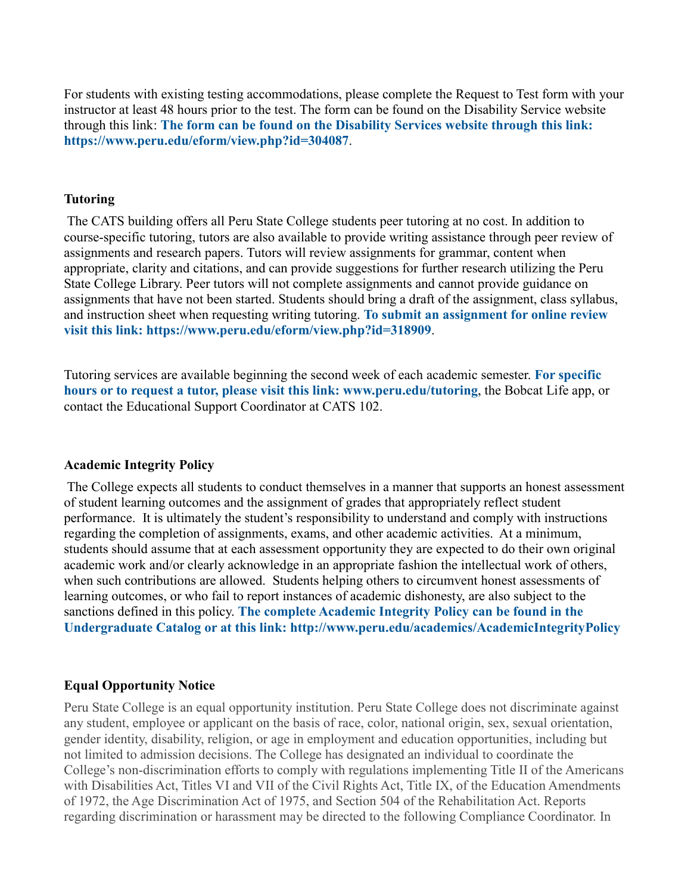For students with existing testing accommodations, please complete the Request to Test form with your instructor at least 48 hours prior to the test. The form can be found on the Disability Service website through this link: **The form can be found on the Disability Services website through this link: https://www.peru.edu/eform/view.php?id=304087**.

### Tutoring

The CATS building offers all Peru State College students peer tutoring at no cost. In addition to course-specific tutoring, tutors are also available to provide writing assistance through peer review of assignments and research papers. Tutors will review assignments for grammar, content when appropriate, clarity and citations, and can provide suggestions for further research utilizing the Peru State College Library. Peer tutors will not complete assignments and cannot provide guidance on assignments that have not been started. Students should bring a draft of the assignment, class syllabus, and instruction sheet when requesting writing tutoring. **To submit an assignment for online review visit this link: https://www.peru.edu/eform/view.php?id=318909**.

Tutoring services are available beginning the second week of each academic semester. **For specific hours or to request a tutor, please visit this link: www.peru.edu/tutoring**, the Bobcat Life app, or contact the Educational Support Coordinator at CATS 102.

### Academic Integrity Policy

The College expects all students to conduct themselves in a manner that supports an honest assessment of student learning outcomes and the assignment of grades that appropriately reflect student performance. It is ultimately the student's responsibility to understand and comply with instructions regarding the completion of assignments, exams, and other academic activities. At a minimum, students should assume that at each assessment opportunity they are expected to do their own original academic work and/or clearly acknowledge in an appropriate fashion the intellectual work of others, when such contributions are allowed. Students helping others to circumvent honest assessments of learning outcomes, or who fail to report instances of academic dishonesty, are also subject to the sanctions defined in this policy. **The complete Academic Integrity Policy can be found in the Undergraduate Catalog or at this link: http://www.peru.edu/academics/AcademicIntegrityPolicy**

### Equal Opportunity Notice

Peru State College is an equal opportunity institution. Peru State College does not discriminate against any student, employee or applicant on the basis of race, color, national origin, sex, sexual orientation, gender identity, disability, religion, or age in employment and education opportunities, including but not limited to admission decisions. The College has designated an individual to coordinate the College's non-discrimination efforts to comply with regulations implementing Title II of the Americans with Disabilities Act, Titles VI and VII of the Civil Rights Act, Title IX, of the Education Amendments of 1972, the Age Discrimination Act of 1975, and Section 504 of the Rehabilitation Act. Reports regarding discrimination or harassment may be directed to the following Compliance Coordinator. In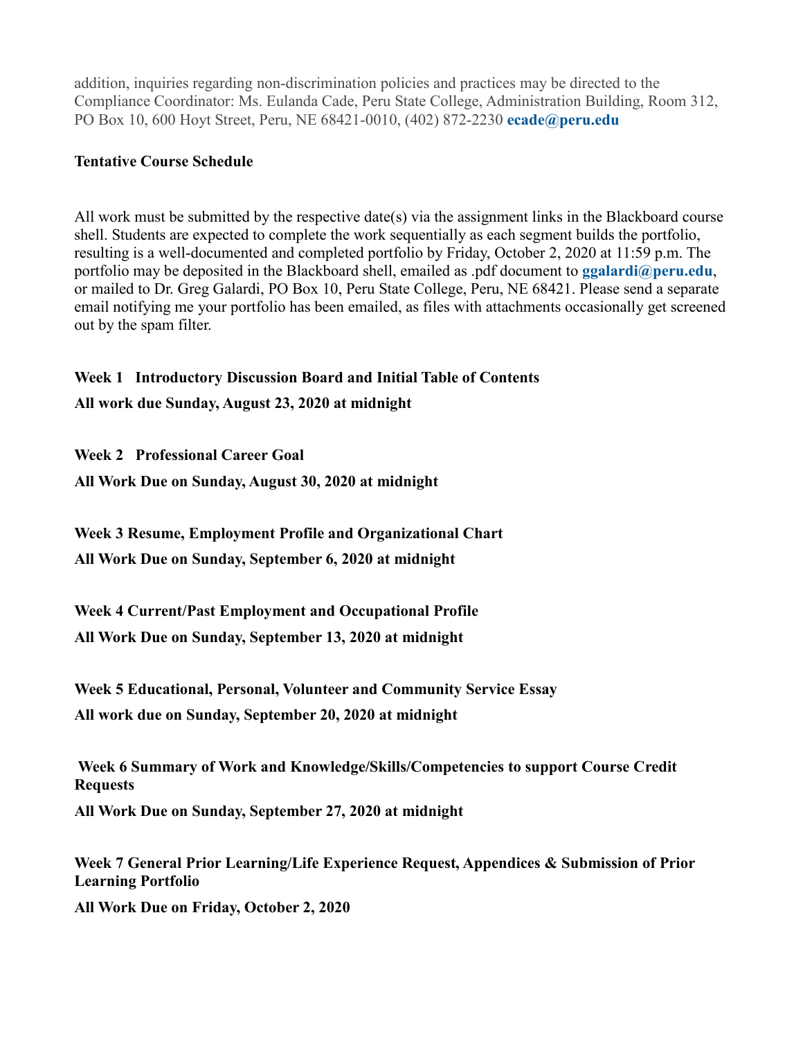addition, inquiries regarding non-discrimination policies and practices may be directed to the Compliance Coordinator: Ms. Eulanda Cade, Peru State College, Administration Building, Room 312, PO Box 10, 600 Hoyt Street, Peru, NE 68421-0010, (402) 872-2230 **ecade@peru.edu**

**Tentative Course Schedule**

All work must be submitted by the respective date(s) via the assignment links in the Blackboard course shell. Students are expected to complete the work sequentially as each segment builds the portfolio, resulting is a well-documented and completed portfolio by Friday, October 2, 2020 at 11:59 p.m. The portfolio may be deposited in the Blackboard shell, emailed as .pdf document to **ggalardi@peru.edu**, or mailed to Dr. Greg Galardi, PO Box 10, Peru State College, Peru, NE 68421. Please send a separate email notifying me your portfolio has been emailed, as files with attachments occasionally get screened out by the spam filter.

**Week 1 Introductory Discussion Board and Initial Table of Contents**

**All work due Sunday, August 23, 2020 at midnight**

**Week 2 Professional Career Goal**

**All Work Due on Sunday, August 30, 2020 at midnight**

**Week 3 Resume, Employment Profile and Organizational Chart**

**All Work Due on Sunday, September 6, 2020 at midnight**

**Week 4 Current/Past Employment and Occupational Profile**

**All Work Due on Sunday, September 13, 2020 at midnight**

**Week 5 Educational, Personal, Volunteer and Community Service Essay**

**All work due on Sunday, September 20, 2020 at midnight**

**Week 6 Summary of Work and Knowledge/Skills/Competencies to support Course Credit Requests**

**All Work Due on Sunday, September 27, 2020 at midnight**

**Week 7 General Prior Learning/Life Experience Request, Appendices & Submission of Prior Learning Portfolio**

**All Work Due on Friday, October 2, 2020**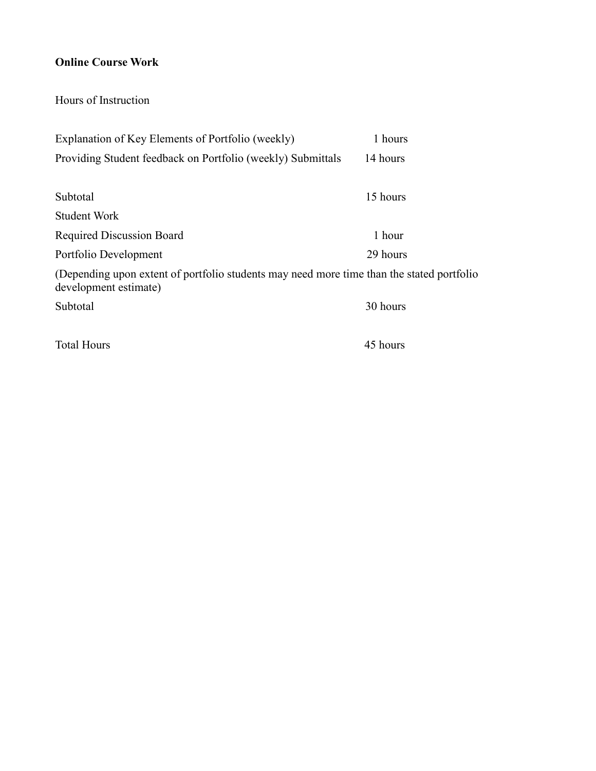**Online Course Work**

Hours of Instruction

| | |
|---|---|
| Explanation of Key Elements of Portfolio (weekly) | 1 hours |
| Providing Student feedback on Portfolio (weekly) Submittals | 14 hours |
| | |
| Subtotal | 15 hours |
| Student Work | |
| Required Discussion Board | 1 hour |
| Portfolio Development | 29 hours |
| (Depending upon extent of portfolio students may need more time than the stated portfolio development estimate) | |
| Subtotal | 30 hours |
| | |
| Total Hours | 45 hours |